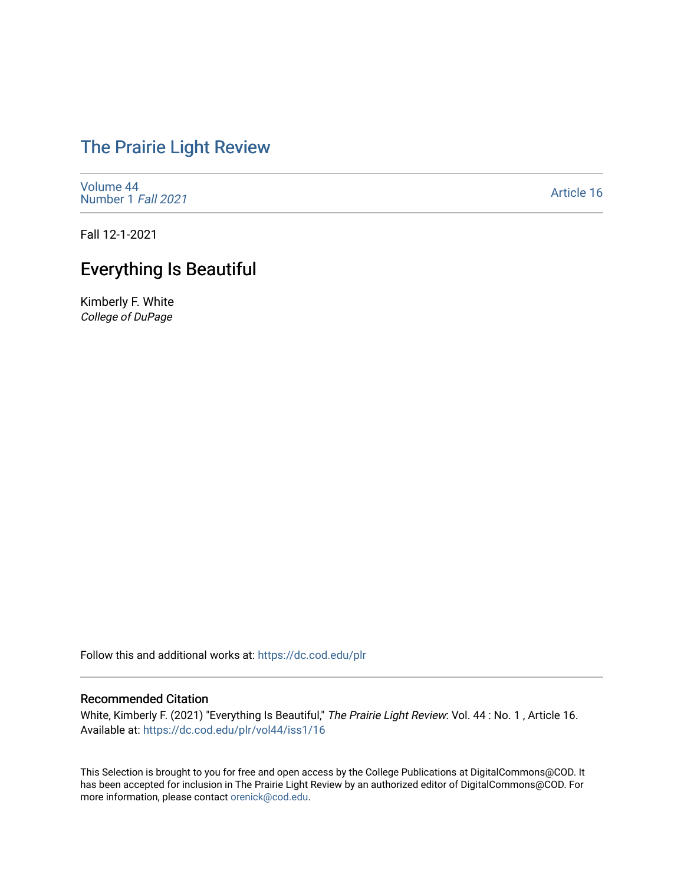# The Prairie Light Review

Volume 44
Number 1 *Fall 2021*

Article 16

Fall 12-1-2021

## Everything Is Beautiful

Kimberly F. White
*College of DuPage*

Follow this and additional works at: https://dc.cod.edu/plr

### Recommended Citation

White, Kimberly F. (2021) "Everything Is Beautiful," *The Prairie Light Review*: Vol. 44 : No. 1 , Article 16.
Available at: https://dc.cod.edu/plr/vol44/iss1/16

This Selection is brought to you for free and open access by the College Publications at DigitalCommons@COD. It has been accepted for inclusion in The Prairie Light Review by an authorized editor of DigitalCommons@COD. For more information, please contact orenick@cod.edu.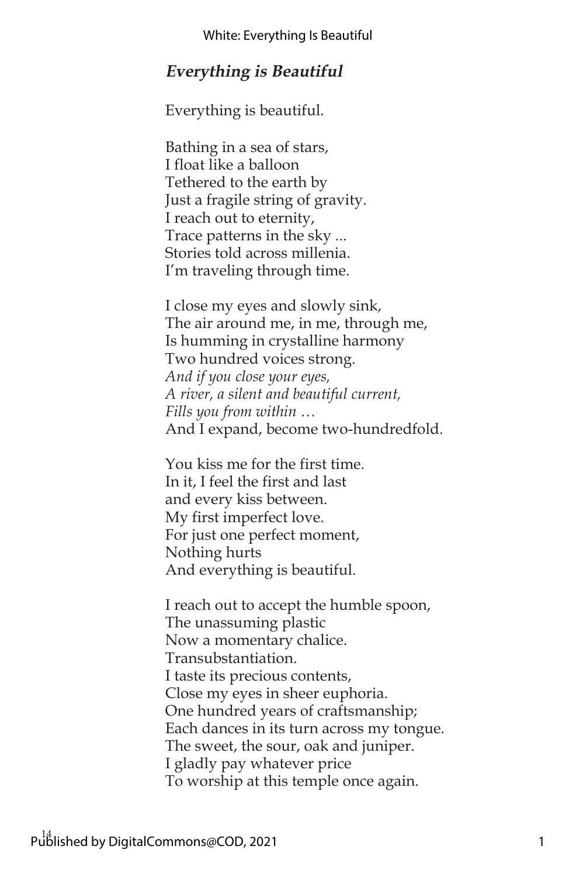## *Everything is Beautiful*

Everything is beautiful.

Bathing in a sea of stars,  
I float like a balloon  
Tethered to the earth by  
Just a fragile string of gravity.  
I reach out to eternity,  
Trace patterns in the sky ...  
Stories told across millenia.  
I'm traveling through time.

I close my eyes and slowly sink,  
The air around me, in me, through me,  
Is humming in crystalline harmony  
Two hundred voices strong.  
*And if you close your eyes,*  
*A river, a silent and beautiful current,*  
*Fills you from within …*  
And I expand, become two-hundredfold.

You kiss me for the first time.  
In it, I feel the first and last  
and every kiss between.  
My first imperfect love.  
For just one perfect moment,  
Nothing hurts  
And everything is beautiful.

I reach out to accept the humble spoon,  
The unassuming plastic  
Now a momentary chalice.  
Transubstantiation.  
I taste its precious contents,  
Close my eyes in sheer euphoria.  
One hundred years of craftsmanship;  
Each dances in its turn across my tongue.  
The sweet, the sour, oak and juniper.  
I gladly pay whatever price  
To worship at this temple once again.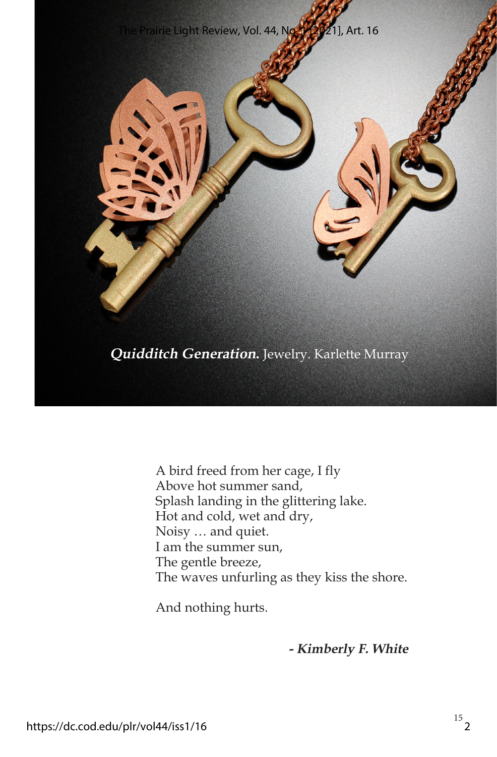***Quidditch Generation.*** Jewelry. Karlette Murray

A bird freed from her cage, I fly
Above hot summer sand,
Splash landing in the glittering lake.
Hot and cold, wet and dry,
Noisy … and quiet.
I am the summer sun,
The gentle breeze,
The waves unfurling as they kiss the shore.

And nothing hurts.

***- Kimberly F. White***